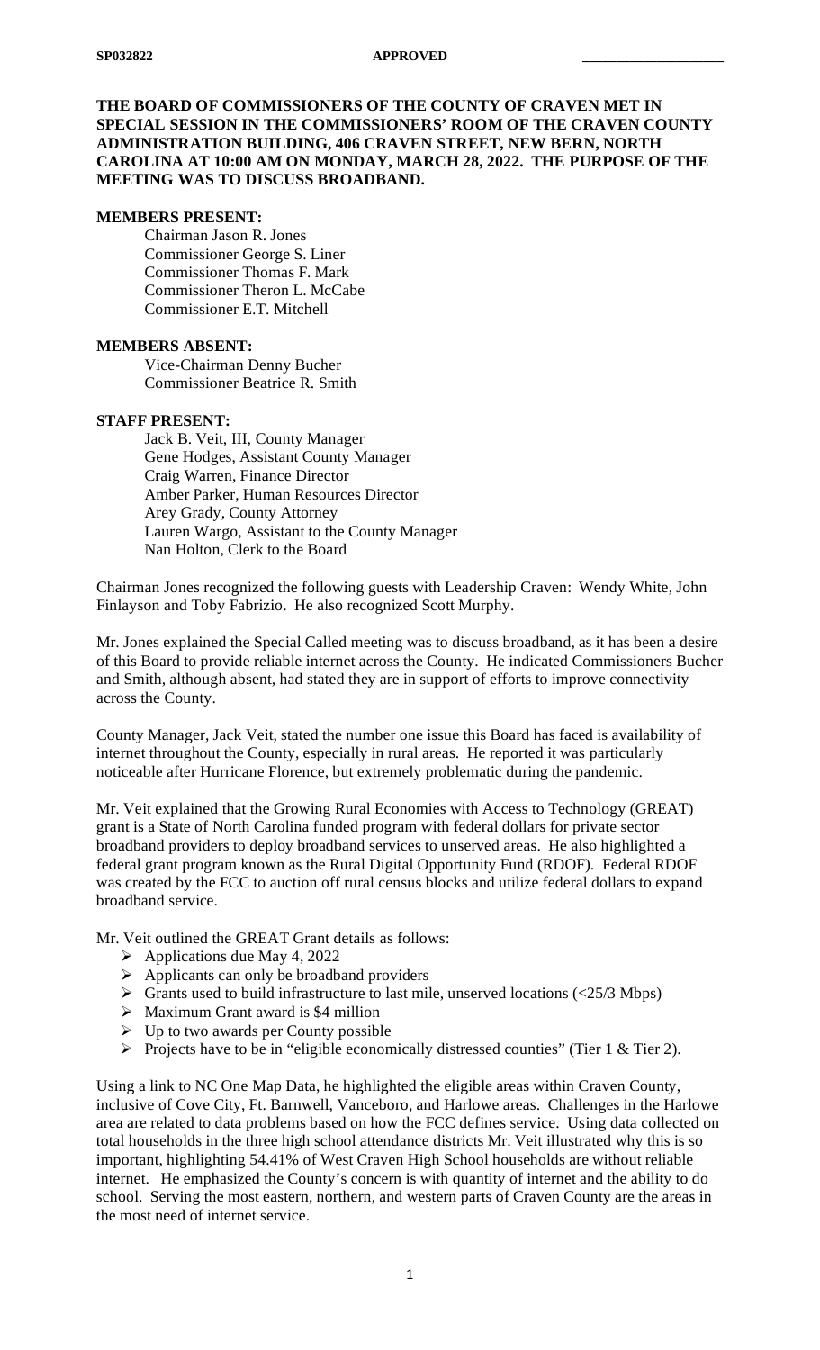**SP032822** **APPROVED** ____________________

**THE BOARD OF COMMISSIONERS OF THE COUNTY OF CRAVEN MET IN SPECIAL SESSION IN THE COMMISSIONERS' ROOM OF THE CRAVEN COUNTY ADMINISTRATION BUILDING, 406 CRAVEN STREET, NEW BERN, NORTH CAROLINA AT 10:00 AM ON MONDAY, MARCH 28, 2022. THE PURPOSE OF THE MEETING WAS TO DISCUSS BROADBAND.**

**MEMBERS PRESENT:**

Chairman Jason R. Jones
Commissioner George S. Liner
Commissioner Thomas F. Mark
Commissioner Theron L. McCabe
Commissioner E.T. Mitchell

**MEMBERS ABSENT:**

Vice-Chairman Denny Bucher
Commissioner Beatrice R. Smith

**STAFF PRESENT:**

Jack B. Veit, III, County Manager
Gene Hodges, Assistant County Manager
Craig Warren, Finance Director
Amber Parker, Human Resources Director
Arey Grady, County Attorney
Lauren Wargo, Assistant to the County Manager
Nan Holton, Clerk to the Board

Chairman Jones recognized the following guests with Leadership Craven: Wendy White, John Finlayson and Toby Fabrizio. He also recognized Scott Murphy.

Mr. Jones explained the Special Called meeting was to discuss broadband, as it has been a desire of this Board to provide reliable internet across the County. He indicated Commissioners Bucher and Smith, although absent, had stated they are in support of efforts to improve connectivity across the County.

County Manager, Jack Veit, stated the number one issue this Board has faced is availability of internet throughout the County, especially in rural areas. He reported it was particularly noticeable after Hurricane Florence, but extremely problematic during the pandemic.

Mr. Veit explained that the Growing Rural Economies with Access to Technology (GREAT) grant is a State of North Carolina funded program with federal dollars for private sector broadband providers to deploy broadband services to unserved areas. He also highlighted a federal grant program known as the Rural Digital Opportunity Fund (RDOF). Federal RDOF was created by the FCC to auction off rural census blocks and utilize federal dollars to expand broadband service.

Mr. Veit outlined the GREAT Grant details as follows:

- Applications due May 4, 2022
- Applicants can only be broadband providers
- Grants used to build infrastructure to last mile, unserved locations (<25/3 Mbps)
- Maximum Grant award is $4 million
- Up to two awards per County possible
- Projects have to be in "eligible economically distressed counties" (Tier 1 & Tier 2).

Using a link to NC One Map Data, he highlighted the eligible areas within Craven County, inclusive of Cove City, Ft. Barnwell, Vanceboro, and Harlowe areas. Challenges in the Harlowe area are related to data problems based on how the FCC defines service. Using data collected on total households in the three high school attendance districts Mr. Veit illustrated why this is so important, highlighting 54.41% of West Craven High School households are without reliable internet. He emphasized the County's concern is with quantity of internet and the ability to do school. Serving the most eastern, northern, and western parts of Craven County are the areas in the most need of internet service.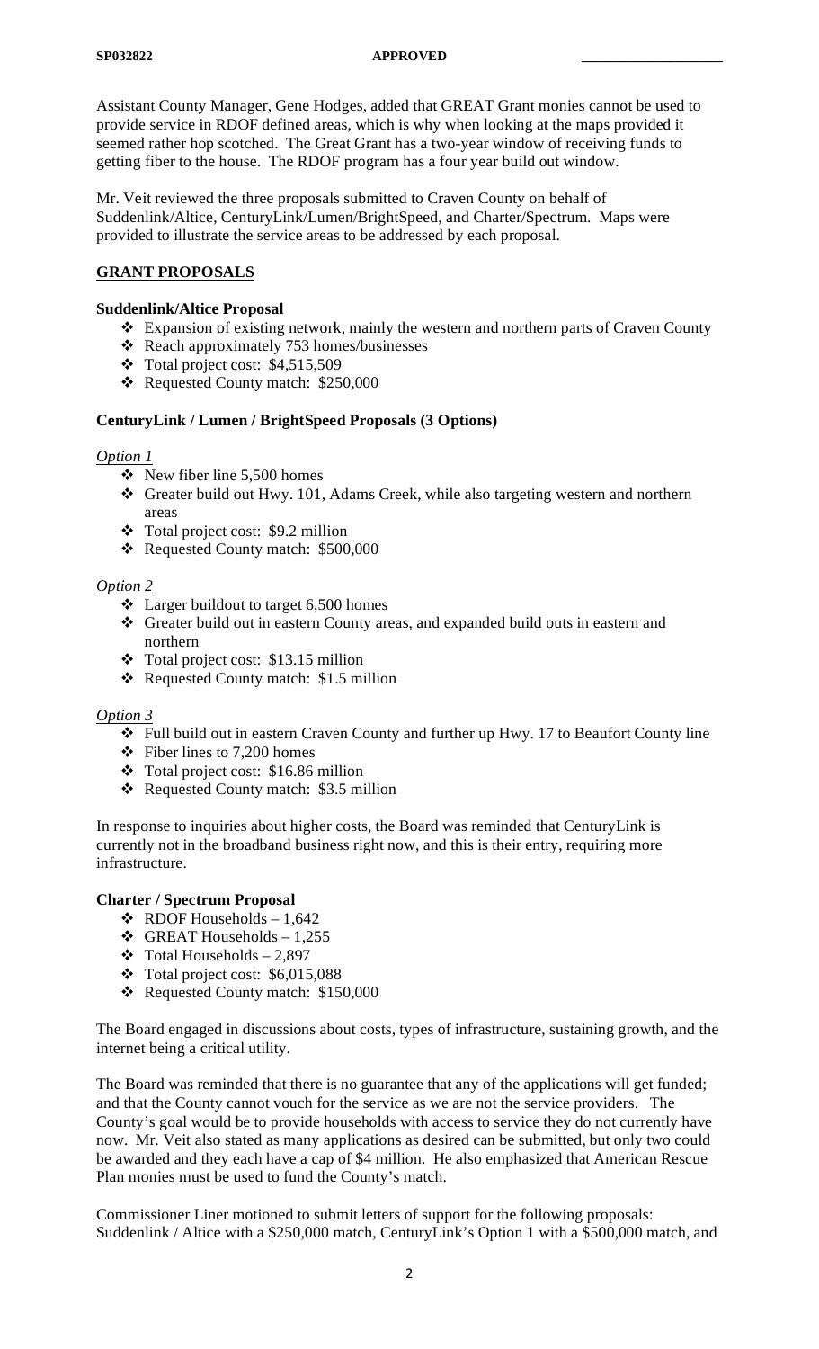Assistant County Manager, Gene Hodges, added that GREAT Grant monies cannot be used to provide service in RDOF defined areas, which is why when looking at the maps provided it seemed rather hop scotched. The Great Grant has a two-year window of receiving funds to getting fiber to the house. The RDOF program has a four year build out window.

Mr. Veit reviewed the three proposals submitted to Craven County on behalf of Suddenlink/Altice, CenturyLink/Lumen/BrightSpeed, and Charter/Spectrum. Maps were provided to illustrate the service areas to be addressed by each proposal.

**GRANT PROPOSALS**

**Suddenlink/Altice Proposal**

- Expansion of existing network, mainly the western and northern parts of Craven County
- Reach approximately 753 homes/businesses
- Total project cost: $4,515,509
- Requested County match: $250,000

**CenturyLink / Lumen / BrightSpeed Proposals (3 Options)**

*Option 1*

- New fiber line 5,500 homes
- Greater build out Hwy. 101, Adams Creek, while also targeting western and northern areas
- Total project cost: $9.2 million
- Requested County match: $500,000

*Option 2*

- Larger buildout to target 6,500 homes
- Greater build out in eastern County areas, and expanded build outs in eastern and northern
- Total project cost: $13.15 million
- Requested County match: $1.5 million

*Option 3*

- Full build out in eastern Craven County and further up Hwy. 17 to Beaufort County line
- Fiber lines to 7,200 homes
- Total project cost: $16.86 million
- Requested County match: $3.5 million

In response to inquiries about higher costs, the Board was reminded that CenturyLink is currently not in the broadband business right now, and this is their entry, requiring more infrastructure.

**Charter / Spectrum Proposal**

- RDOF Households – 1,642
- GREAT Households – 1,255
- Total Households – 2,897
- Total project cost: $6,015,088
- Requested County match: $150,000

The Board engaged in discussions about costs, types of infrastructure, sustaining growth, and the internet being a critical utility.

The Board was reminded that there is no guarantee that any of the applications will get funded; and that the County cannot vouch for the service as we are not the service providers. The County's goal would be to provide households with access to service they do not currently have now. Mr. Veit also stated as many applications as desired can be submitted, but only two could be awarded and they each have a cap of $4 million. He also emphasized that American Rescue Plan monies must be used to fund the County's match.

Commissioner Liner motioned to submit letters of support for the following proposals: Suddenlink / Altice with a $250,000 match, CenturyLink's Option 1 with a $500,000 match, and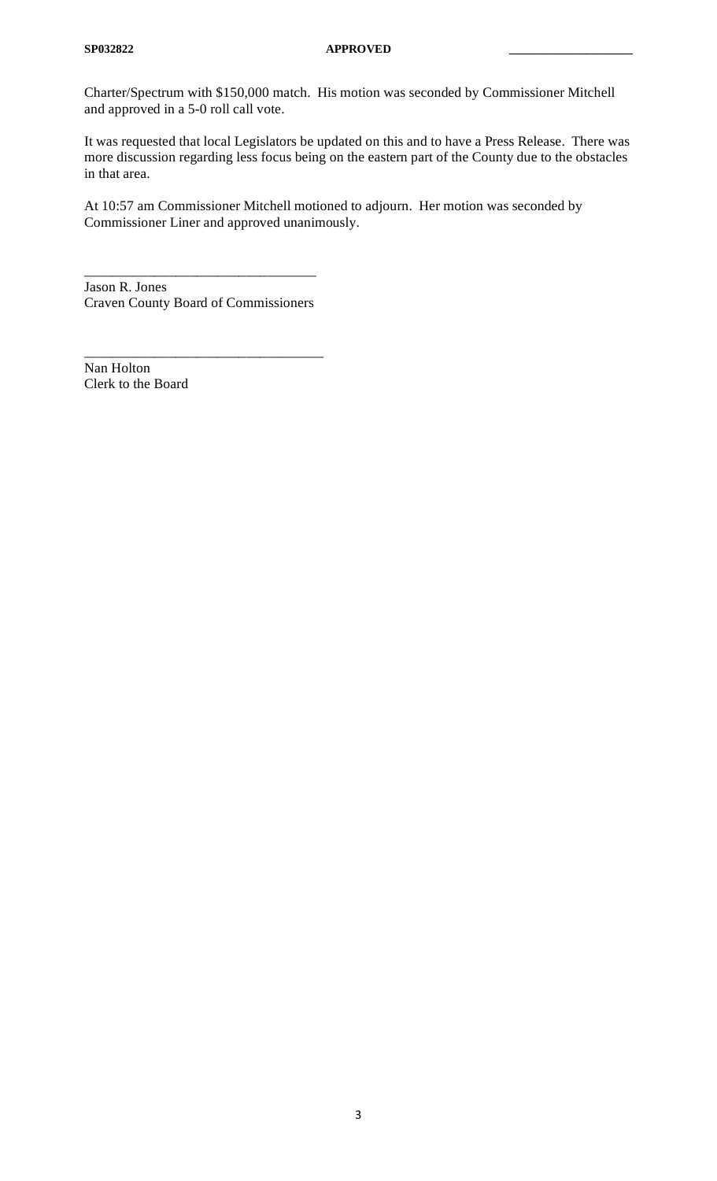Charter/Spectrum with $150,000 match. His motion was seconded by Commissioner Mitchell and approved in a 5-0 roll call vote.

It was requested that local Legislators be updated on this and to have a Press Release. There was more discussion regarding less focus being on the eastern part of the County due to the obstacles in that area.

At 10:57 am Commissioner Mitchell motioned to adjourn. Her motion was seconded by Commissioner Liner and approved unanimously.

\_\_\_\_\_\_\_\_\_\_\_\_\_\_\_\_\_\_\_\_\_\_\_\_\_\_\_\_\_\_\_\_\_\_

Jason R. Jones
Craven County Board of Commissioners

\_\_\_\_\_\_\_\_\_\_\_\_\_\_\_\_\_\_\_\_\_\_\_\_\_\_\_\_\_\_\_\_\_\_

Nan Holton
Clerk to the Board